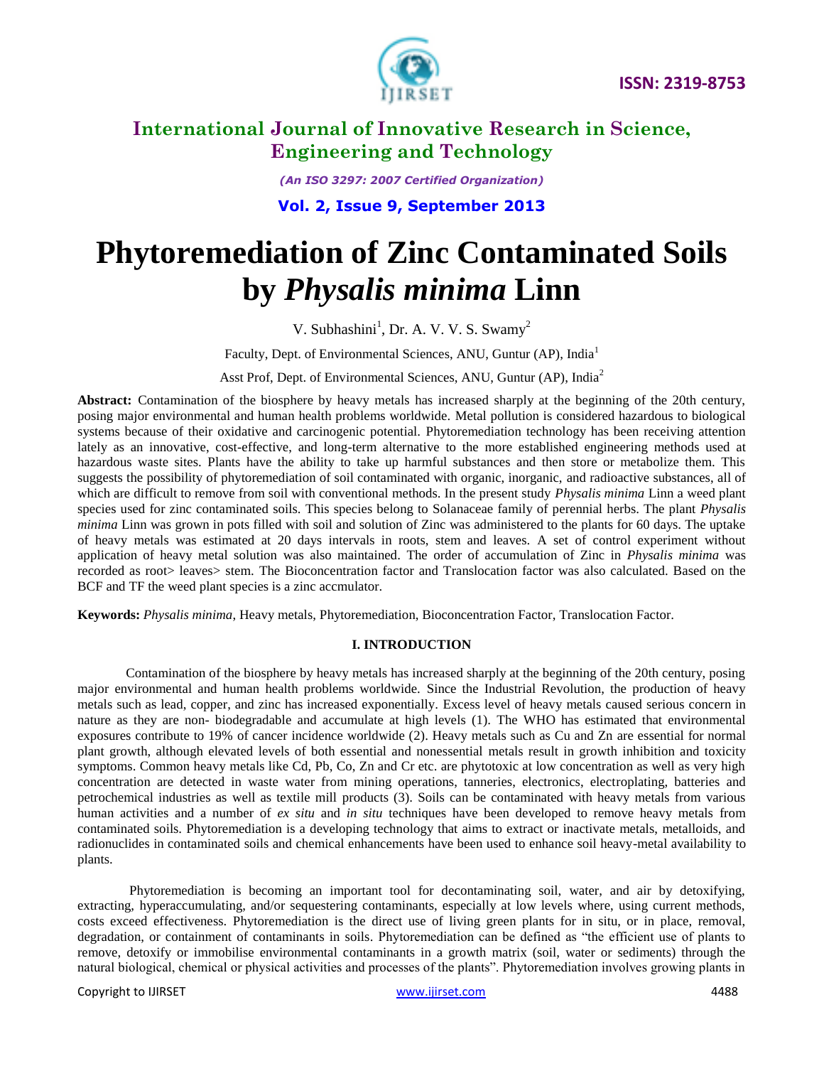# Phytoremediation of Zinc Contaminated Soils by *Physalis minima* Linn

V. Subhashini[1], Dr. A. V. V. S. Swamy[2]

Faculty, Dept. of Environmental Sciences, ANU, Guntur (AP), India[1]

Asst Prof, Dept. of Environmental Sciences, ANU, Guntur (AP), India[2]

**Abstract:** Contamination of the biosphere by heavy metals has increased sharply at the beginning of the 20th century, posing major environmental and human health problems worldwide. Metal pollution is considered hazardous to biological systems because of their oxidative and carcinogenic potential. Phytoremediation technology has been receiving attention lately as an innovative, cost-effective, and long-term alternative to the more established engineering methods used at hazardous waste sites. Plants have the ability to take up harmful substances and then store or metabolize them. This suggests the possibility of phytoremediation of soil contaminated with organic, inorganic, and radioactive substances, all of which are difficult to remove from soil with conventional methods. In the present study *Physalis minima* Linn a weed plant species used for zinc contaminated soils. This species belong to Solanaceae family of perennial herbs. The plant *Physalis minima* Linn was grown in pots filled with soil and solution of Zinc was administered to the plants for 60 days. The uptake of heavy metals was estimated at 20 days intervals in roots, stem and leaves. A set of control experiment without application of heavy metal solution was also maintained. The order of accumulation of Zinc in *Physalis minima* was recorded as root> leaves> stem. The Bioconcentration factor and Translocation factor was also calculated. Based on the BCF and TF the weed plant species is a zinc accmulator.

**Keywords:** *Physalis minima*, Heavy metals, Phytoremediation, Bioconcentration Factor, Translocation Factor.

## I. INTRODUCTION

Contamination of the biosphere by heavy metals has increased sharply at the beginning of the 20th century, posing major environmental and human health problems worldwide. Since the Industrial Revolution, the production of heavy metals such as lead, copper, and zinc has increased exponentially. Excess level of heavy metals caused serious concern in nature as they are non- biodegradable and accumulate at high levels (1). The WHO has estimated that environmental exposures contribute to 19% of cancer incidence worldwide (2). Heavy metals such as Cu and Zn are essential for normal plant growth, although elevated levels of both essential and nonessential metals result in growth inhibition and toxicity symptoms. Common heavy metals like Cd, Pb, Co, Zn and Cr etc. are phytotoxic at low concentration as well as very high concentration are detected in waste water from mining operations, tanneries, electronics, electroplating, batteries and petrochemical industries as well as textile mill products (3). Soils can be contaminated with heavy metals from various human activities and a number of *ex situ* and *in situ* techniques have been developed to remove heavy metals from contaminated soils. Phytoremediation is a developing technology that aims to extract or inactivate metals, metalloids, and radionuclides in contaminated soils and chemical enhancements have been used to enhance soil heavy-metal availability to plants.

Phytoremediation is becoming an important tool for decontaminating soil, water, and air by detoxifying, extracting, hyperaccumulating, and/or sequestering contaminants, especially at low levels where, using current methods, costs exceed effectiveness. Phytoremediation is the direct use of living green plants for in situ, or in place, removal, degradation, or containment of contaminants in soils. Phytoremediation can be defined as "the efficient use of plants to remove, detoxify or immobilise environmental contaminants in a growth matrix (soil, water or sediments) through the natural biological, chemical or physical activities and processes of the plants". Phytoremediation involves growing plants in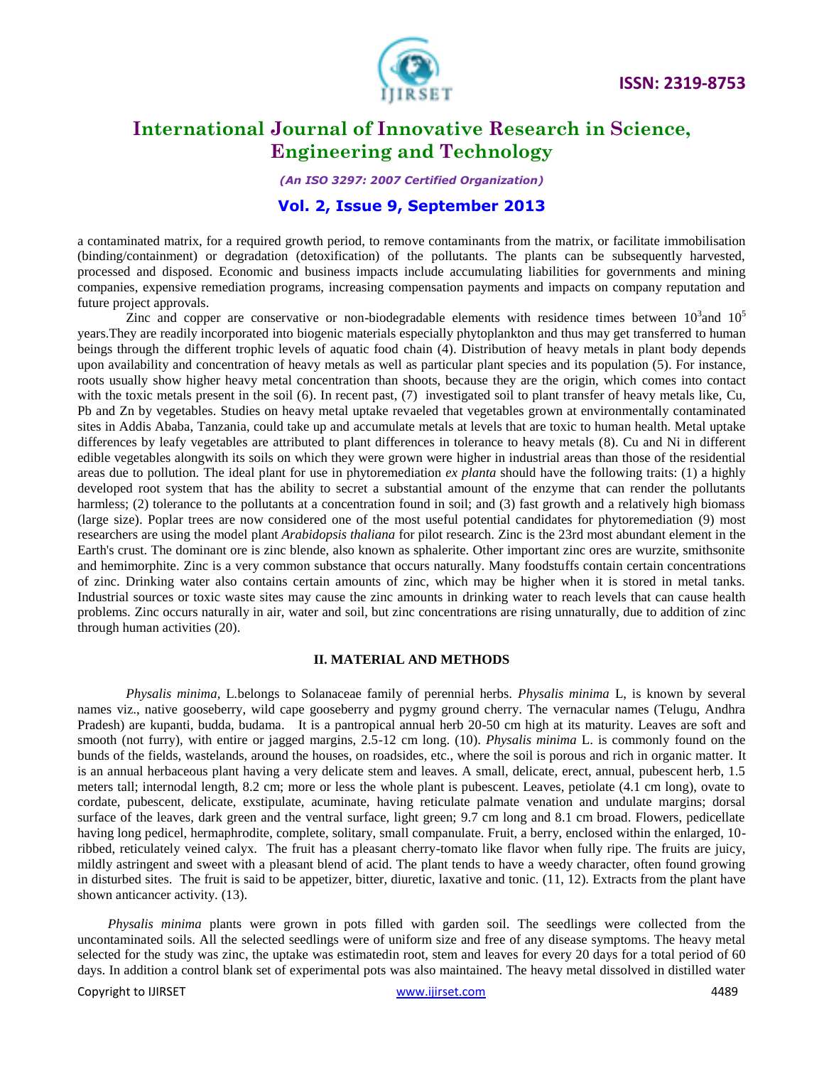a contaminated matrix, for a required growth period, to remove contaminants from the matrix, or facilitate immobilisation (binding/containment) or degradation (detoxification) of the pollutants. The plants can be subsequently harvested, processed and disposed. Economic and business impacts include accumulating liabilities for governments and mining companies, expensive remediation programs, increasing compensation payments and impacts on company reputation and future project approvals.

Zinc and copper are conservative or non-biodegradable elements with residence times between $10^3$and $10^5$ years.They are readily incorporated into biogenic materials especially phytoplankton and thus may get transferred to human beings through the different trophic levels of aquatic food chain (4). Distribution of heavy metals in plant body depends upon availability and concentration of heavy metals as well as particular plant species and its population (5). For instance, roots usually show higher heavy metal concentration than shoots, because they are the origin, which comes into contact with the toxic metals present in the soil (6). In recent past, (7) investigated soil to plant transfer of heavy metals like, Cu, Pb and Zn by vegetables. Studies on heavy metal uptake revaeled that vegetables grown at environmentally contaminated sites in Addis Ababa, Tanzania, could take up and accumulate metals at levels that are toxic to human health. Metal uptake differences by leafy vegetables are attributed to plant differences in tolerance to heavy metals (8). Cu and Ni in different edible vegetables alongwith its soils on which they were grown were higher in industrial areas than those of the residential areas due to pollution. The ideal plant for use in phytoremediation *ex planta* should have the following traits: (1) a highly developed root system that has the ability to secret a substantial amount of the enzyme that can render the pollutants harmless; (2) tolerance to the pollutants at a concentration found in soil; and (3) fast growth and a relatively high biomass (large size). Poplar trees are now considered one of the most useful potential candidates for phytoremediation (9) most researchers are using the model plant *Arabidopsis thaliana* for pilot research. Zinc is the 23rd most abundant element in the Earth's crust. The dominant ore is zinc blende, also known as sphalerite. Other important zinc ores are wurzite, smithsonite and hemimorphite. Zinc is a very common substance that occurs naturally. Many foodstuffs contain certain concentrations of zinc. Drinking water also contains certain amounts of zinc, which may be higher when it is stored in metal tanks. Industrial sources or toxic waste sites may cause the zinc amounts in drinking water to reach levels that can cause health problems. Zinc occurs naturally in air, water and soil, but zinc concentrations are rising unnaturally, due to addition of zinc through human activities (20).

## II. MATERIAL AND METHODS

*Physalis minima,* L.belongs to Solanaceae family of perennial herbs. *Physalis minima* L, is known by several names viz., native gooseberry, wild cape gooseberry and pygmy ground cherry. The vernacular names (Telugu, Andhra Pradesh) are kupanti, budda, budama. It is a pantropical annual herb 20-50 cm high at its maturity. Leaves are soft and smooth (not furry), with entire or jagged margins, 2.5-12 cm long. (10). *Physalis minima* L. is commonly found on the bunds of the fields, wastelands, around the houses, on roadsides, etc., where the soil is porous and rich in organic matter. It is an annual herbaceous plant having a very delicate stem and leaves. A small, delicate, erect, annual, pubescent herb, 1.5 meters tall; internodal length, 8.2 cm; more or less the whole plant is pubescent. Leaves, petiolate (4.1 cm long), ovate to cordate, pubescent, delicate, exstipulate, acuminate, having reticulate palmate venation and undulate margins; dorsal surface of the leaves, dark green and the ventral surface, light green; 9.7 cm long and 8.1 cm broad. Flowers, pedicellate having long pedicel, hermaphrodite, complete, solitary, small companulate. Fruit, a berry, enclosed within the enlarged, 10-ribbed, reticulately veined calyx. The fruit has a pleasant cherry-tomato like flavor when fully ripe. The fruits are juicy, mildly astringent and sweet with a pleasant blend of acid. The plant tends to have a weedy character, often found growing in disturbed sites. The fruit is said to be appetizer, bitter, diuretic, laxative and tonic. (11, 12). Extracts from the plant have shown anticancer activity. (13).

*Physalis minima* plants were grown in pots filled with garden soil. The seedlings were collected from the uncontaminated soils. All the selected seedlings were of uniform size and free of any disease symptoms. The heavy metal selected for the study was zinc, the uptake was estimatedin root, stem and leaves for every 20 days for a total period of 60 days. In addition a control blank set of experimental pots was also maintained. The heavy metal dissolved in distilled water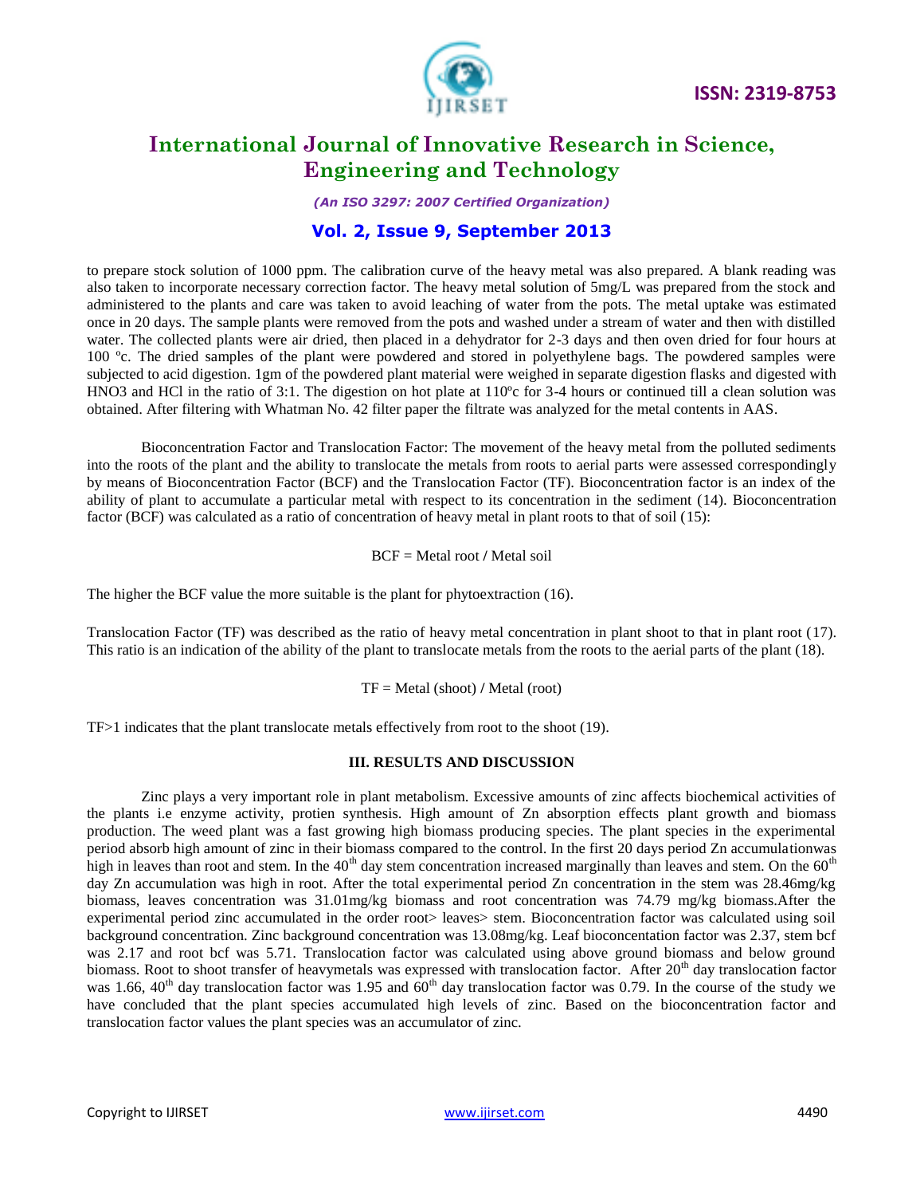to prepare stock solution of 1000 ppm. The calibration curve of the heavy metal was also prepared. A blank reading was also taken to incorporate necessary correction factor. The heavy metal solution of 5mg/L was prepared from the stock and administered to the plants and care was taken to avoid leaching of water from the pots. The metal uptake was estimated once in 20 days. The sample plants were removed from the pots and washed under a stream of water and then with distilled water. The collected plants were air dried, then placed in a dehydrator for 2-3 days and then oven dried for four hours at 100 ºc. The dried samples of the plant were powdered and stored in polyethylene bags. The powdered samples were subjected to acid digestion. 1gm of the powdered plant material were weighed in separate digestion flasks and digested with $HNO_3$ and HCl in the ratio of 3:1. The digestion on hot plate at 110ºc for 3-4 hours or continued till a clean solution was obtained. After filtering with Whatman No. 42 filter paper the filtrate was analyzed for the metal contents in AAS.

Bioconcentration Factor and Translocation Factor: The movement of the heavy metal from the polluted sediments into the roots of the plant and the ability to translocate the metals from roots to aerial parts were assessed correspondingly by means of Bioconcentration Factor (BCF) and the Translocation Factor (TF). Bioconcentration factor is an index of the ability of plant to accumulate a particular metal with respect to its concentration in the sediment (14). Bioconcentration factor (BCF) was calculated as a ratio of concentration of heavy metal in plant roots to that of soil (15):

$$BCF = \text{Metal root} / \text{Metal soil}$$

The higher the BCF value the more suitable is the plant for phytoextraction (16).

Translocation Factor (TF) was described as the ratio of heavy metal concentration in plant shoot to that in plant root (17). This ratio is an indication of the ability of the plant to translocate metals from the roots to the aerial parts of the plant (18).

$$TF = \text{Metal (shoot)} / \text{Metal (root)}$$

TF>1 indicates that the plant translocate metals effectively from root to the shoot (19).

## III. RESULTS AND DISCUSSION

Zinc plays a very important role in plant metabolism. Excessive amounts of zinc affects biochemical activities of the plants i.e enzyme activity, protien synthesis. High amount of Zn absorption effects plant growth and biomass production. The weed plant was a fast growing high biomass producing species. The plant species in the experimental period absorb high amount of zinc in their biomass compared to the control. In the first 20 days period Zn accumulationwas high in leaves than root and stem. In the 40th day stem concentration increased marginally than leaves and stem. On the 60th day Zn accumulation was high in root. After the total experimental period Zn concentration in the stem was 28.46mg/kg biomass, leaves concentration was 31.01mg/kg biomass and root concentration was 74.79 mg/kg biomass.After the experimental period zinc accumulated in the order root> leaves> stem. Bioconcentration factor was calculated using soil background concentration. Zinc background concentration was 13.08mg/kg. Leaf bioconcentation factor was 2.37, stem bcf was 2.17 and root bcf was 5.71. Translocation factor was calculated using above ground biomass and below ground biomass. Root to shoot transfer of heavymetals was expressed with translocation factor. After 20th day translocation factor was 1.66, 40th day translocation factor was 1.95 and 60th day translocation factor was 0.79. In the course of the study we have concluded that the plant species accumulated high levels of zinc. Based on the bioconcentration factor and translocation factor values the plant species was an accumulator of zinc.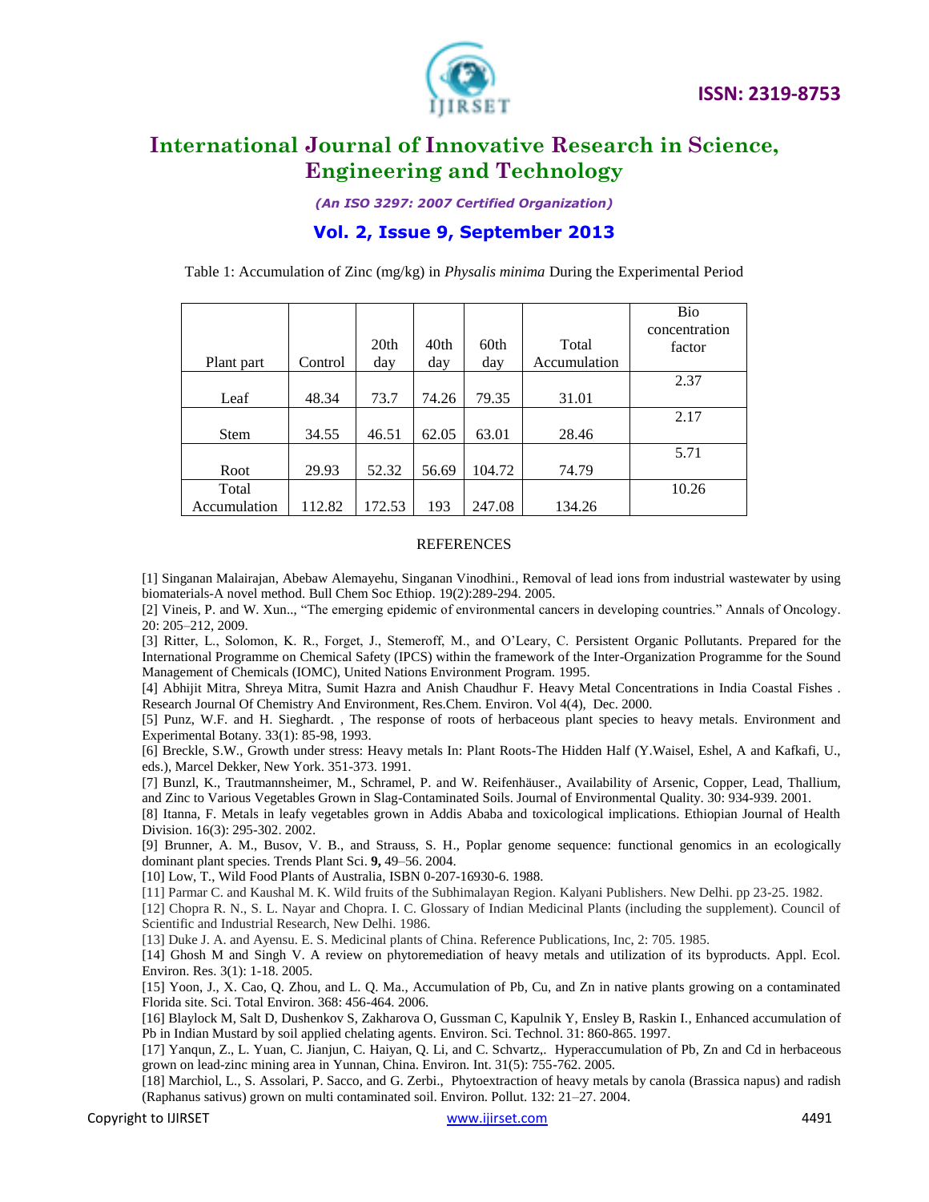Table 1: Accumulation of Zinc (mg/kg) in *Physalis minima* During the Experimental Period

| Plant part | Control | 20th day | 40th day | 60th day | Total Accumulation | Bio concentration factor |
|---|---|---|---|---|---|---|
| Leaf | 48.34 | 73.7 | 74.26 | 79.35 | 31.01 | 2.37 |
| Stem | 34.55 | 46.51 | 62.05 | 63.01 | 28.46 | 2.17 |
| Root | 29.93 | 52.32 | 56.69 | 104.72 | 74.79 | 5.71 |
| Total Accumulation | 112.82 | 172.53 | 193 | 247.08 | 134.26 | 10.26 |

## REFERENCES

[1] Singanan Malairajan, Abebaw Alemayehu, Singanan Vinodhini., Removal of lead ions from industrial wastewater by using biomaterials-A novel method. Bull Chem Soc Ethiop. 19(2):289-294. 2005.

[2] Vineis, P. and W. Xun.., "The emerging epidemic of environmental cancers in developing countries." Annals of Oncology. 20: 205–212, 2009.

[3] Ritter, L., Solomon, K. R., Forget, J., Stemeroff, M., and O'Leary, C. Persistent Organic Pollutants. Prepared for the International Programme on Chemical Safety (IPCS) within the framework of the Inter-Organization Programme for the Sound Management of Chemicals (IOMC), United Nations Environment Program. 1995.

[4] Abhijit Mitra, Shreya Mitra, Sumit Hazra and Anish Chaudhur F. Heavy Metal Concentrations in India Coastal Fishes . Research Journal Of Chemistry And Environment, Res.Chem. Environ. Vol 4(4), Dec. 2000.

[5] Punz, W.F. and H. Sieghardt. , The response of roots of herbaceous plant species to heavy metals. Environment and Experimental Botany. 33(1): 85-98, 1993.

[6] Breckle, S.W., Growth under stress: Heavy metals In: Plant Roots-The Hidden Half (Y.Waisel, Eshel, A and Kafkafi, U., eds.), Marcel Dekker, New York. 351-373. 1991.

[7] Bunzl, K., Trautmannsheimer, M., Schramel, P. and W. Reifenhäuser., Availability of Arsenic, Copper, Lead, Thallium, and Zinc to Various Vegetables Grown in Slag-Contaminated Soils. Journal of Environmental Quality. 30: 934-939. 2001.

[8] Itanna, F. Metals in leafy vegetables grown in Addis Ababa and toxicological implications. Ethiopian Journal of Health Division. 16(3): 295-302. 2002.

[9] Brunner, A. M., Busov, V. B., and Strauss, S. H., Poplar genome sequence: functional genomics in an ecologically dominant plant species. Trends Plant Sci. **9,** 49–56. 2004.

[10] Low, T., Wild Food Plants of Australia, ISBN 0-207-16930-6. 1988.

[11] Parmar C. and Kaushal M. K. Wild fruits of the Subhimalayan Region. Kalyani Publishers. New Delhi. pp 23-25. 1982.

[12] Chopra R. N., S. L. Nayar and Chopra. I. C. Glossary of Indian Medicinal Plants (including the supplement). Council of Scientific and Industrial Research, New Delhi. 1986.

[13] Duke J. A. and Ayensu. E. S. Medicinal plants of China. Reference Publications, Inc, 2: 705. 1985.

[14] Ghosh M and Singh V. A review on phytoremediation of heavy metals and utilization of its byproducts. Appl. Ecol. Environ. Res. 3(1): 1-18. 2005.

[15] Yoon, J., X. Cao, Q. Zhou, and L. Q. Ma., Accumulation of Pb, Cu, and Zn in native plants growing on a contaminated Florida site. Sci. Total Environ. 368: 456-464. 2006.

[16] Blaylock M, Salt D, Dushenkov S, Zakharova O, Gussman C, Kapulnik Y, Ensley B, Raskin I., Enhanced accumulation of Pb in Indian Mustard by soil applied chelating agents. Environ. Sci. Technol. 31: 860-865. 1997.

[17] Yanqun, Z., L. Yuan, C. Jianjun, C. Haiyan, Q. Li, and C. Schvartz,. Hyperaccumulation of Pb, Zn and Cd in herbaceous grown on lead-zinc mining area in Yunnan, China. Environ. Int. 31(5): 755-762. 2005.

[18] Marchiol, L., S. Assolari, P. Sacco, and G. Zerbi., Phytoextraction of heavy metals by canola (Brassica napus) and radish (Raphanus sativus) grown on multi contaminated soil. Environ. Pollut. 132: 21–27. 2004.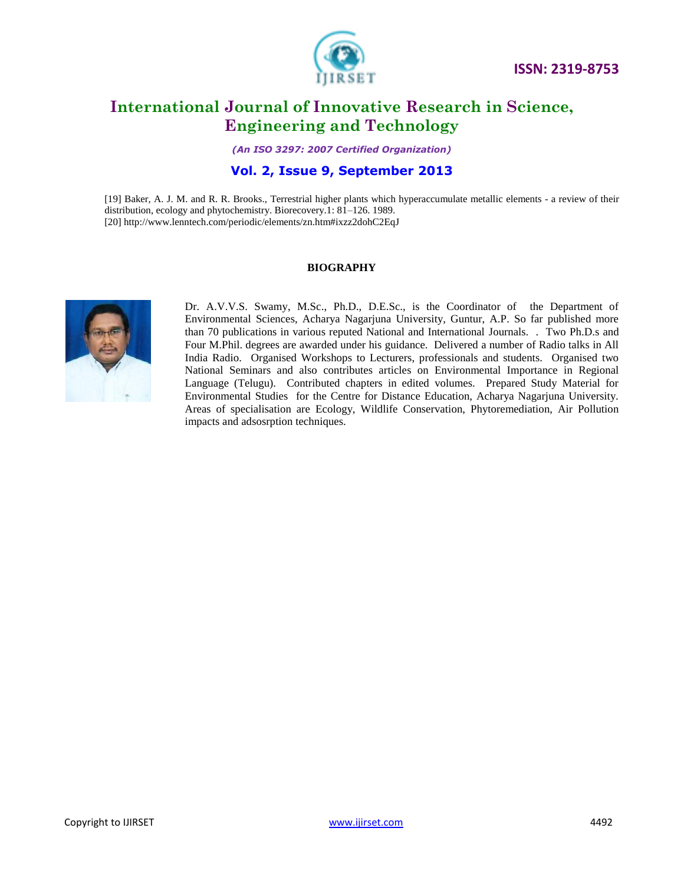[19] Baker, A. J. M. and R. R. Brooks., Terrestrial higher plants which hyperaccumulate metallic elements - a review of their distribution, ecology and phytochemistry. Biorecovery.1: 81–126. 1989.

[20] http://www.lenntech.com/periodic/elements/zn.htm#ixzz2dohC2EqJ

## BIOGRAPHY

Dr. A.V.V.S. Swamy, M.Sc., Ph.D., D.E.Sc., is the Coordinator of the Department of Environmental Sciences, Acharya Nagarjuna University, Guntur, A.P. So far published more than 70 publications in various reputed National and International Journals. . Two Ph.D.s and Four M.Phil. degrees are awarded under his guidance. Delivered a number of Radio talks in All India Radio. Organised Workshops to Lecturers, professionals and students. Organised two National Seminars and also contributes articles on Environmental Importance in Regional Language (Telugu). Contributed chapters in edited volumes. Prepared Study Material for Environmental Studies for the Centre for Distance Education, Acharya Nagarjuna University. Areas of specialisation are Ecology, Wildlife Conservation, Phytoremediation, Air Pollution impacts and adsosrption techniques.